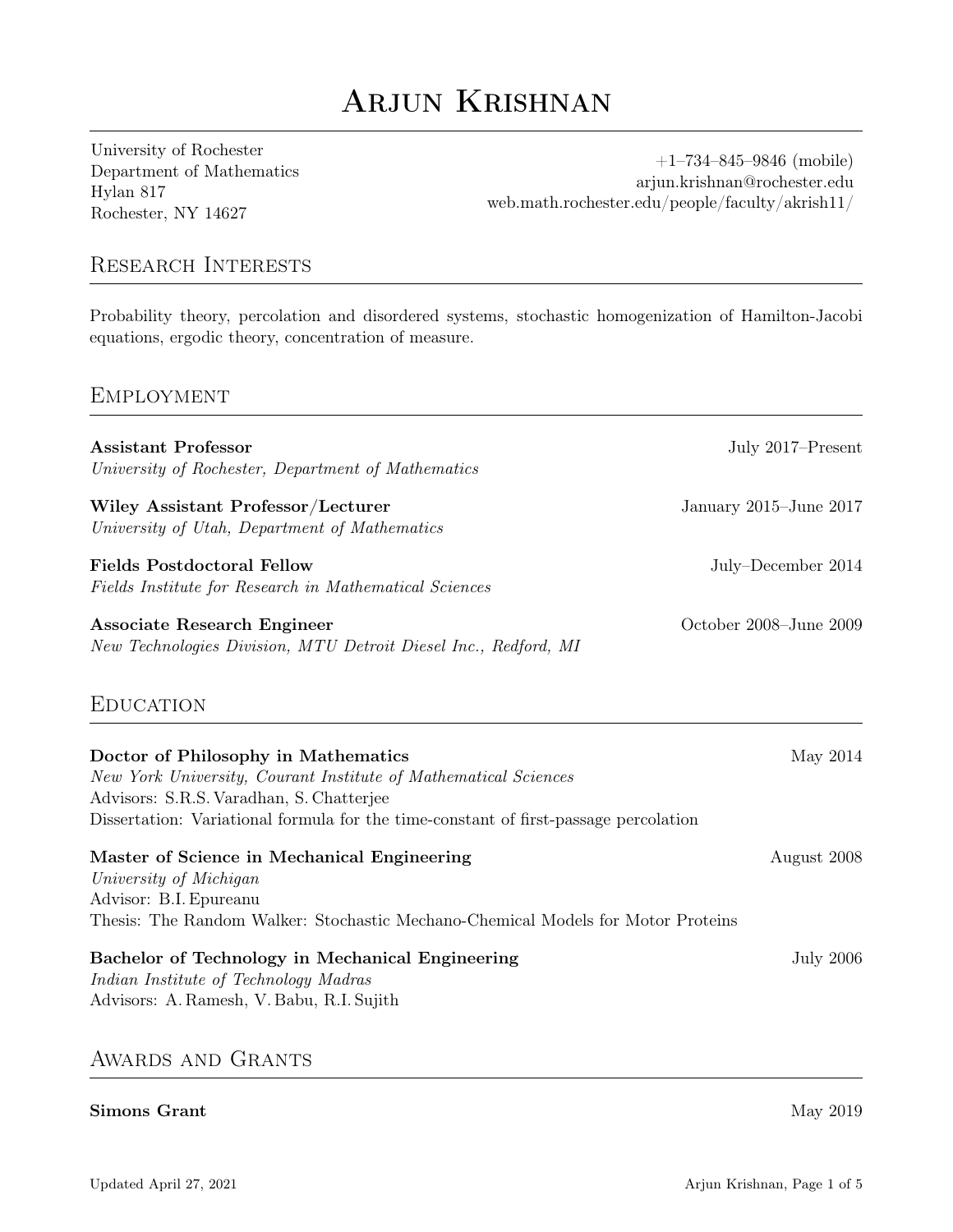# Arjun Krishnan

University of Rochester
Department of Mathematics
Hylan 817
Rochester, NY 14627

+1–734–845–9846 (mobile)
arjun.krishnan@rochester.edu
web.math.rochester.edu/people/faculty/akrish11/

## Research Interests

Probability theory, percolation and disordered systems, stochastic homogenization of Hamilton-Jacobi equations, ergodic theory, concentration of measure.

## Employment

**Assistant Professor** — July 2017–Present
*University of Rochester, Department of Mathematics*

**Wiley Assistant Professor/Lecturer** — January 2015–June 2017
*University of Utah, Department of Mathematics*

**Fields Postdoctoral Fellow** — July–December 2014
*Fields Institute for Research in Mathematical Sciences*

**Associate Research Engineer** — October 2008–June 2009
*New Technologies Division, MTU Detroit Diesel Inc., Redford, MI*

## Education

**Doctor of Philosophy in Mathematics** — May 2014
*New York University, Courant Institute of Mathematical Sciences*
Advisors: S.R.S. Varadhan, S. Chatterjee
Dissertation: Variational formula for the time-constant of first-passage percolation

**Master of Science in Mechanical Engineering** — August 2008
*University of Michigan*
Advisor: B.I. Epureanu
Thesis: The Random Walker: Stochastic Mechano-Chemical Models for Motor Proteins

**Bachelor of Technology in Mechanical Engineering** — July 2006
*Indian Institute of Technology Madras*
Advisors: A. Ramesh, V. Babu, R.I. Sujith

## Awards and Grants

**Simons Grant** — May 2019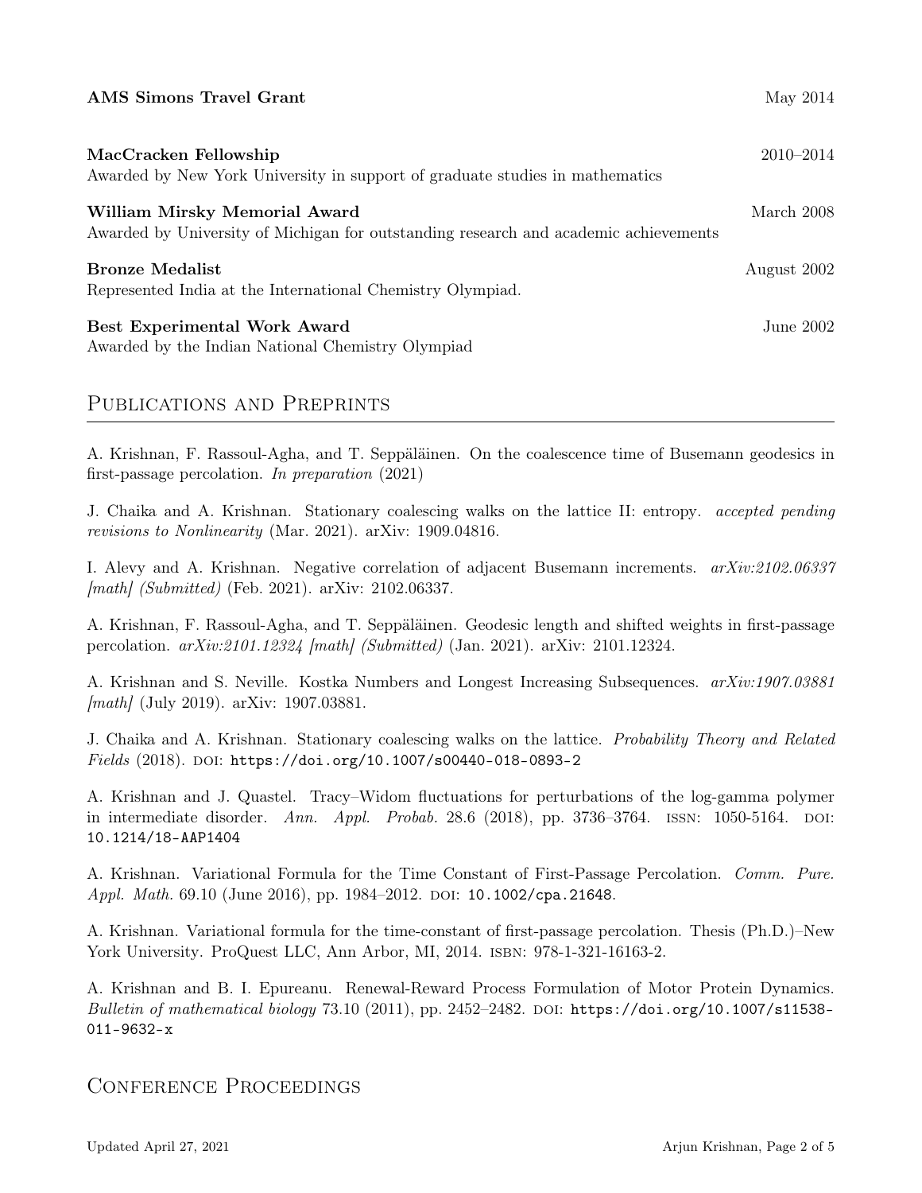**AMS Simons Travel Grant** May 2014

**MacCracken Fellowship** 2010–2014
Awarded by New York University in support of graduate studies in mathematics

**William Mirsky Memorial Award** March 2008
Awarded by University of Michigan for outstanding research and academic achievements

**Bronze Medalist** August 2002
Represented India at the International Chemistry Olympiad.

**Best Experimental Work Award** June 2002
Awarded by the Indian National Chemistry Olympiad

## Publications and Preprints

A. Krishnan, F. Rassoul-Agha, and T. Seppäläinen. On the coalescence time of Busemann geodesics in first-passage percolation. *In preparation* (2021)

J. Chaika and A. Krishnan. Stationary coalescing walks on the lattice II: entropy. *accepted pending revisions to Nonlinearity* (Mar. 2021). arXiv: 1909.04816.

I. Alevy and A. Krishnan. Negative correlation of adjacent Busemann increments. *arXiv:2102.06337 [math] (Submitted)* (Feb. 2021). arXiv: 2102.06337.

A. Krishnan, F. Rassoul-Agha, and T. Seppäläinen. Geodesic length and shifted weights in first-passage percolation. *arXiv:2101.12324 [math] (Submitted)* (Jan. 2021). arXiv: 2101.12324.

A. Krishnan and S. Neville. Kostka Numbers and Longest Increasing Subsequences. *arXiv:1907.03881 [math]* (July 2019). arXiv: 1907.03881.

J. Chaika and A. Krishnan. Stationary coalescing walks on the lattice. *Probability Theory and Related Fields* (2018). DOI: `https://doi.org/10.1007/s00440-018-0893-2`

A. Krishnan and J. Quastel. Tracy–Widom fluctuations for perturbations of the log-gamma polymer in intermediate disorder. *Ann. Appl. Probab.* 28.6 (2018), pp. 3736–3764. ISSN: 1050-5164. DOI: `10.1214/18-AAP1404`

A. Krishnan. Variational Formula for the Time Constant of First-Passage Percolation. *Comm. Pure. Appl. Math.* 69.10 (June 2016), pp. 1984–2012. DOI: `10.1002/cpa.21648`.

A. Krishnan. Variational formula for the time-constant of first-passage percolation. Thesis (Ph.D.)–New York University. ProQuest LLC, Ann Arbor, MI, 2014. ISBN: 978-1-321-16163-2.

A. Krishnan and B. I. Epureanu. Renewal-Reward Process Formulation of Motor Protein Dynamics. *Bulletin of mathematical biology* 73.10 (2011), pp. 2452–2482. DOI: `https://doi.org/10.1007/s11538-011-9632-x`

## Conference Proceedings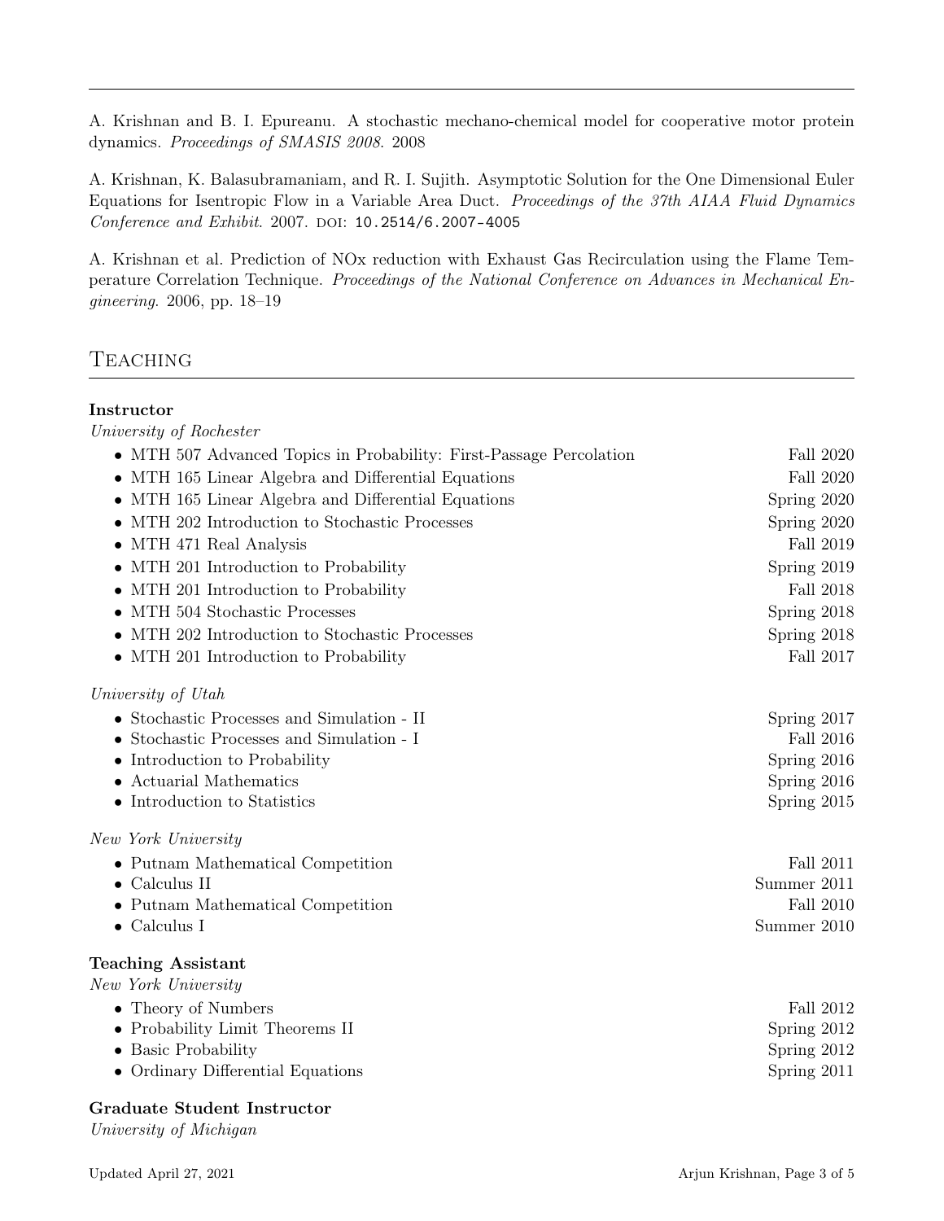A. Krishnan and B. I. Epureanu. A stochastic mechano-chemical model for cooperative motor protein dynamics. *Proceedings of SMASIS 2008.* 2008

A. Krishnan, K. Balasubramaniam, and R. I. Sujith. Asymptotic Solution for the One Dimensional Euler Equations for Isentropic Flow in a Variable Area Duct. *Proceedings of the 37th AIAA Fluid Dynamics Conference and Exhibit*. 2007. DOI: 10.2514/6.2007-4005

A. Krishnan et al. Prediction of NOx reduction with Exhaust Gas Recirculation using the Flame Temperature Correlation Technique. *Proceedings of the National Conference on Advances in Mechanical Engineering*. 2006, pp. 18–19

## Teaching

**Instructor**

*University of Rochester*

- MTH 507 Advanced Topics in Probability: First-Passage Percolation — Fall 2020
- MTH 165 Linear Algebra and Differential Equations — Fall 2020
- MTH 165 Linear Algebra and Differential Equations — Spring 2020
- MTH 202 Introduction to Stochastic Processes — Spring 2020
- MTH 471 Real Analysis — Fall 2019
- MTH 201 Introduction to Probability — Spring 2019
- MTH 201 Introduction to Probability — Fall 2018
- MTH 504 Stochastic Processes — Spring 2018
- MTH 202 Introduction to Stochastic Processes — Spring 2018
- MTH 201 Introduction to Probability — Fall 2017

*University of Utah*

- Stochastic Processes and Simulation - II — Spring 2017
- Stochastic Processes and Simulation - I — Fall 2016
- Introduction to Probability — Spring 2016
- Actuarial Mathematics — Spring 2016
- Introduction to Statistics — Spring 2015

*New York University*

- Putnam Mathematical Competition — Fall 2011
- Calculus II — Summer 2011
- Putnam Mathematical Competition — Fall 2010
- Calculus I — Summer 2010

**Teaching Assistant**

*New York University*

- Theory of Numbers — Fall 2012
- Probability Limit Theorems II — Spring 2012
- Basic Probability — Spring 2012
- Ordinary Differential Equations — Spring 2011

**Graduate Student Instructor**

*University of Michigan*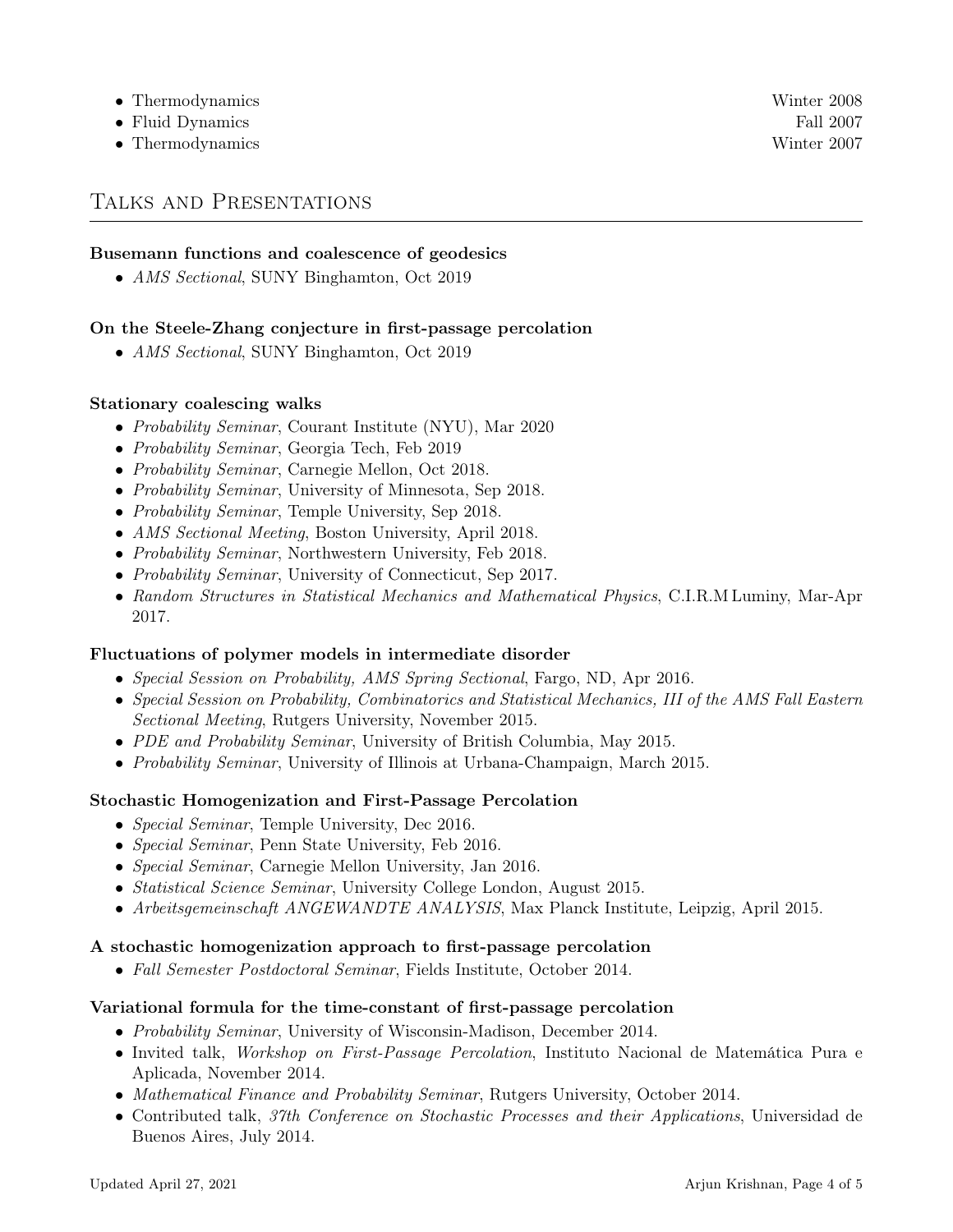- Thermodynamics Winter 2008
- Fluid Dynamics Fall 2007
- Thermodynamics Winter 2007

## Talks and Presentations

**Busemann functions and coalescence of geodesics**

- *AMS Sectional*, SUNY Binghamton, Oct 2019

**On the Steele-Zhang conjecture in first-passage percolation**

- *AMS Sectional*, SUNY Binghamton, Oct 2019

**Stationary coalescing walks**

- *Probability Seminar*, Courant Institute (NYU), Mar 2020
- *Probability Seminar*, Georgia Tech, Feb 2019
- *Probability Seminar*, Carnegie Mellon, Oct 2018.
- *Probability Seminar*, University of Minnesota, Sep 2018.
- *Probability Seminar*, Temple University, Sep 2018.
- *AMS Sectional Meeting*, Boston University, April 2018.
- *Probability Seminar*, Northwestern University, Feb 2018.
- *Probability Seminar*, University of Connecticut, Sep 2017.
- *Random Structures in Statistical Mechanics and Mathematical Physics*, C.I.R.M Luminy, Mar-Apr 2017.

**Fluctuations of polymer models in intermediate disorder**

- *Special Session on Probability, AMS Spring Sectional*, Fargo, ND, Apr 2016.
- *Special Session on Probability, Combinatorics and Statistical Mechanics, III of the AMS Fall Eastern Sectional Meeting*, Rutgers University, November 2015.
- *PDE and Probability Seminar*, University of British Columbia, May 2015.
- *Probability Seminar*, University of Illinois at Urbana-Champaign, March 2015.

**Stochastic Homogenization and First-Passage Percolation**

- *Special Seminar*, Temple University, Dec 2016.
- *Special Seminar*, Penn State University, Feb 2016.
- *Special Seminar*, Carnegie Mellon University, Jan 2016.
- *Statistical Science Seminar*, University College London, August 2015.
- *Arbeitsgemeinschaft ANGEWANDTE ANALYSIS*, Max Planck Institute, Leipzig, April 2015.

**A stochastic homogenization approach to first-passage percolation**

- *Fall Semester Postdoctoral Seminar*, Fields Institute, October 2014.

**Variational formula for the time-constant of first-passage percolation**

- *Probability Seminar*, University of Wisconsin-Madison, December 2014.
- Invited talk, *Workshop on First-Passage Percolation*, Instituto Nacional de Matemática Pura e Aplicada, November 2014.
- *Mathematical Finance and Probability Seminar*, Rutgers University, October 2014.
- Contributed talk, *37th Conference on Stochastic Processes and their Applications*, Universidad de Buenos Aires, July 2014.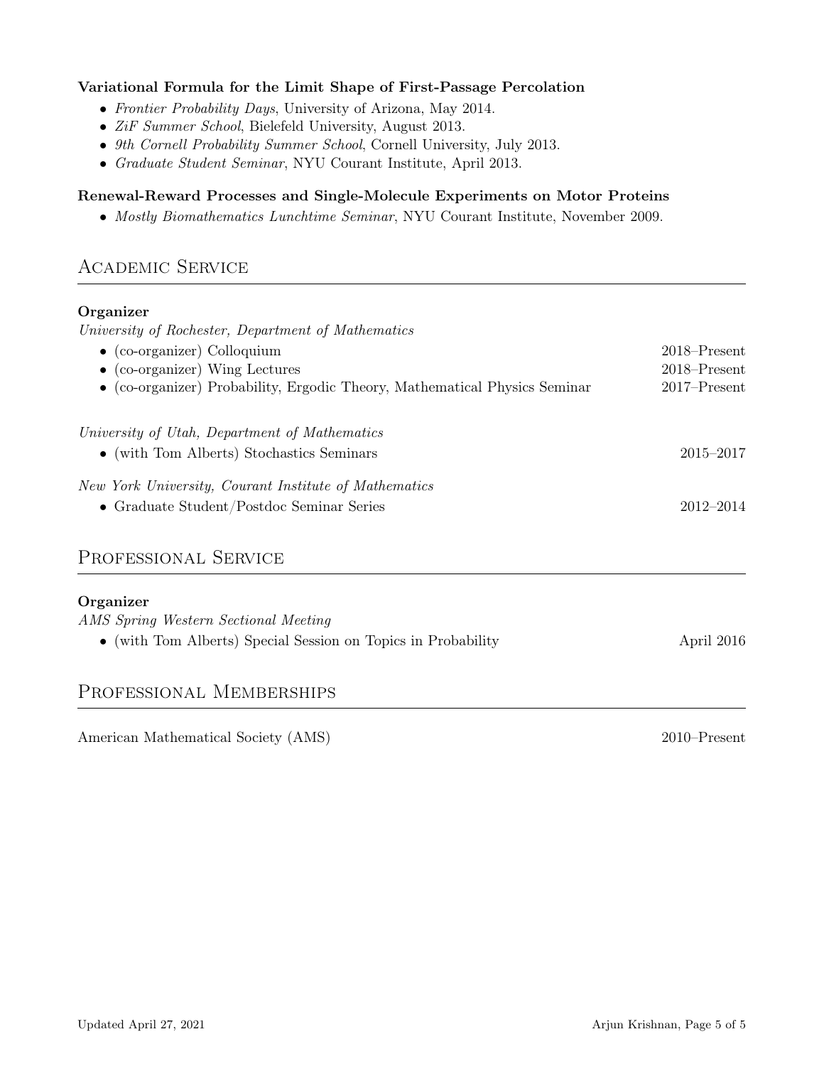**Variational Formula for the Limit Shape of First-Passage Percolation**

- *Frontier Probability Days*, University of Arizona, May 2014.
- *ZiF Summer School*, Bielefeld University, August 2013.
- *9th Cornell Probability Summer School*, Cornell University, July 2013.
- *Graduate Student Seminar*, NYU Courant Institute, April 2013.

**Renewal-Reward Processes and Single-Molecule Experiments on Motor Proteins**

- *Mostly Biomathematics Lunchtime Seminar*, NYU Courant Institute, November 2009.

## Academic Service

**Organizer**

*University of Rochester, Department of Mathematics*

- (co-organizer) Colloquium — 2018–Present
- (co-organizer) Wing Lectures — 2018–Present
- (co-organizer) Probability, Ergodic Theory, Mathematical Physics Seminar — 2017–Present

*University of Utah, Department of Mathematics*

- (with Tom Alberts) Stochastics Seminars — 2015–2017

*New York University, Courant Institute of Mathematics*

- Graduate Student/Postdoc Seminar Series — 2012–2014

## Professional Service

**Organizer**

*AMS Spring Western Sectional Meeting*

- (with Tom Alberts) Special Session on Topics in Probability — April 2016

## Professional Memberships

American Mathematical Society (AMS) — 2010–Present